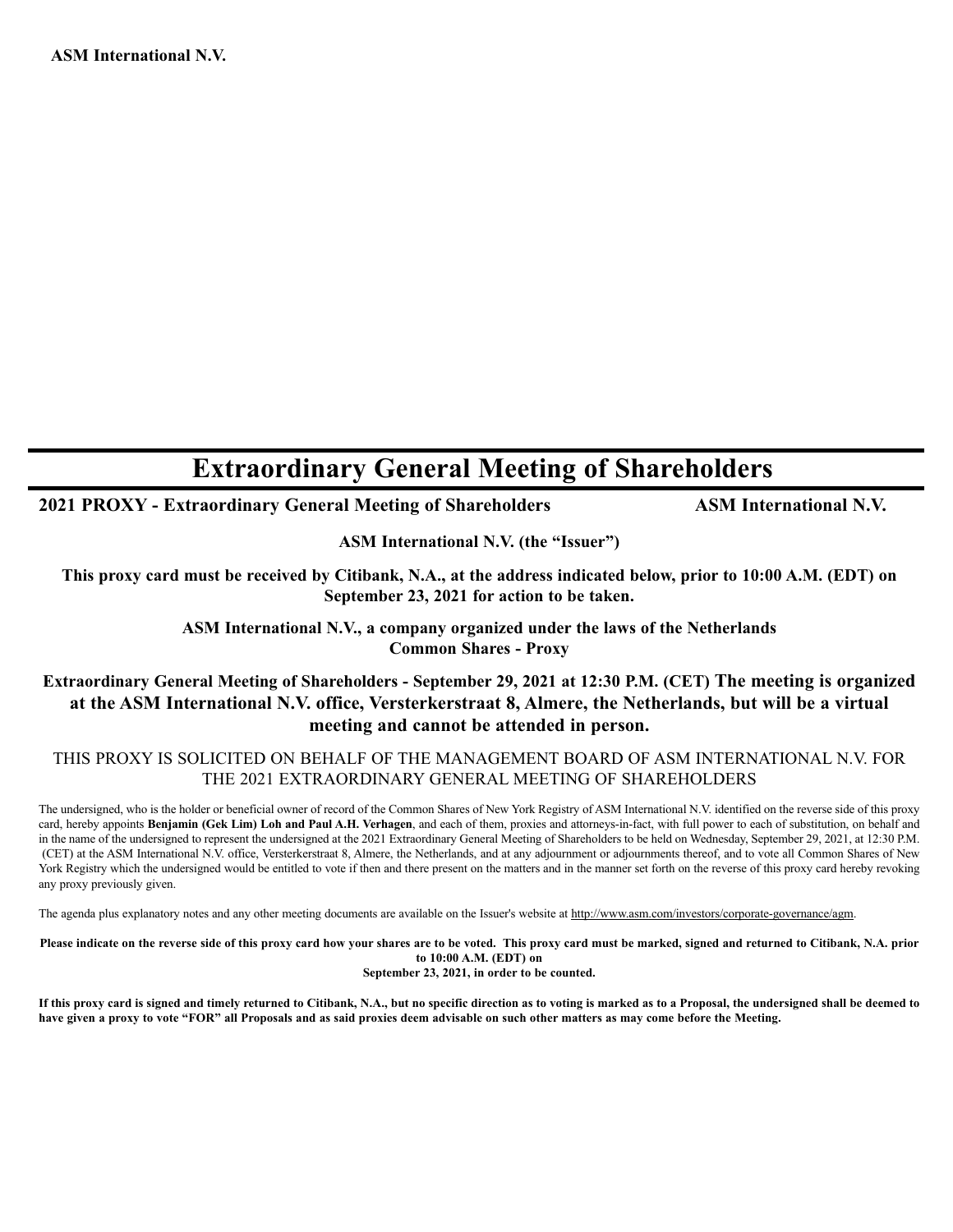**ASM International N.V.**

# Extraordinary General Meeting of Shareholders

**2021 PROXY - Extraordinary General Meeting of Shareholders** **ASM International N.V.**

**ASM International N.V. (the "Issuer")**

**This proxy card must be received by Citibank, N.A., at the address indicated below, prior to 10:00 A.M. (EDT) on September 23, 2021 for action to be taken.**

**ASM International N.V., a company organized under the laws of the Netherlands**
**Common Shares - Proxy**

**Extraordinary General Meeting of Shareholders - September 29, 2021 at 12:30 P.M. (CET) The meeting is organized at the ASM International N.V. office, Versterkerstraat 8, Almere, the Netherlands, but will be a virtual meeting and cannot be attended in person.**

THIS PROXY IS SOLICITED ON BEHALF OF THE MANAGEMENT BOARD OF ASM INTERNATIONAL N.V. FOR THE 2021 EXTRAORDINARY GENERAL MEETING OF SHAREHOLDERS

The undersigned, who is the holder or beneficial owner of record of the Common Shares of New York Registry of ASM International N.V. identified on the reverse side of this proxy card, hereby appoints **Benjamin (Gek Lim) Loh and Paul A.H. Verhagen**, and each of them, proxies and attorneys-in-fact, with full power to each of substitution, on behalf and in the name of the undersigned to represent the undersigned at the 2021 Extraordinary General Meeting of Shareholders to be held on Wednesday, September 29, 2021, at 12:30 P.M. (CET) at the ASM International N.V. office, Versterkerstraat 8, Almere, the Netherlands, and at any adjournment or adjournments thereof, and to vote all Common Shares of New York Registry which the undersigned would be entitled to vote if then and there present on the matters and in the manner set forth on the reverse of this proxy card hereby revoking any proxy previously given.

The agenda plus explanatory notes and any other meeting documents are available on the Issuer's website at http://www.asm.com/investors/corporate-governance/agm.

**Please indicate on the reverse side of this proxy card how your shares are to be voted. This proxy card must be marked, signed and returned to Citibank, N.A. prior to 10:00 A.M. (EDT) on September 23, 2021, in order to be counted.**

**If this proxy card is signed and timely returned to Citibank, N.A., but no specific direction as to voting is marked as to a Proposal, the undersigned shall be deemed to have given a proxy to vote "FOR" all Proposals and as said proxies deem advisable on such other matters as may come before the Meeting.**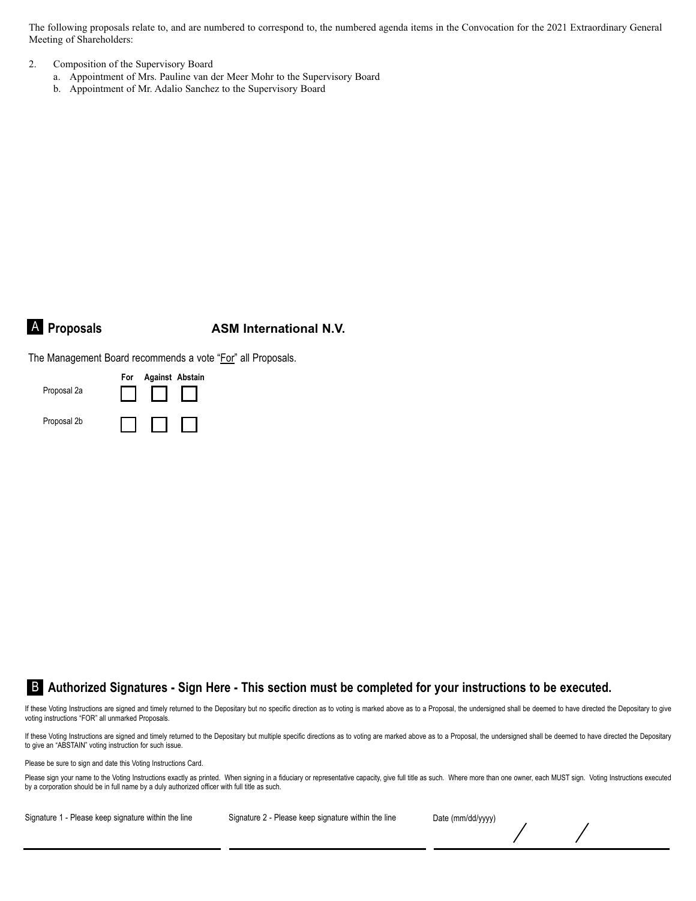The following proposals relate to, and are numbered to correspond to, the numbered agenda items in the Convocation for the 2021 Extraordinary General Meeting of Shareholders:

2. Composition of the Supervisory Board
   a. Appointment of Mrs. Pauline van der Meer Mohr to the Supervisory Board
   b. Appointment of Mr. Adalio Sanchez to the Supervisory Board

## A Proposals — ASM International N.V.

The Management Board recommends a vote "For" all Proposals.

| | For | Against | Abstain |
|---|---|---|---|
| Proposal 2a | ☐ | ☐ | ☐ |
| Proposal 2b | ☐ | ☐ | ☐ |

## B Authorized Signatures - Sign Here - This section must be completed for your instructions to be executed.

If these Voting Instructions are signed and timely returned to the Depositary but no specific direction as to voting is marked above as to a Proposal, the undersigned shall be deemed to have directed the Depositary to give voting instructions "FOR" all unmarked Proposals.

If these Voting Instructions are signed and timely returned to the Depositary but multiple specific directions as to voting are marked above as to a Proposal, the undersigned shall be deemed to have directed the Depositary to give an "ABSTAIN" voting instruction for such issue.

Please be sure to sign and date this Voting Instructions Card.

Please sign your name to the Voting Instructions exactly as printed. When signing in a fiduciary or representative capacity, give full title as such. Where more than one owner, each MUST sign. Voting Instructions executed by a corporation should be in full name by a duly authorized officer with full title as such.

| Signature 1 - Please keep signature within the line | Signature 2 - Please keep signature within the line | Date (mm/dd/yyyy) |
|---|---|---|
| | | / / |